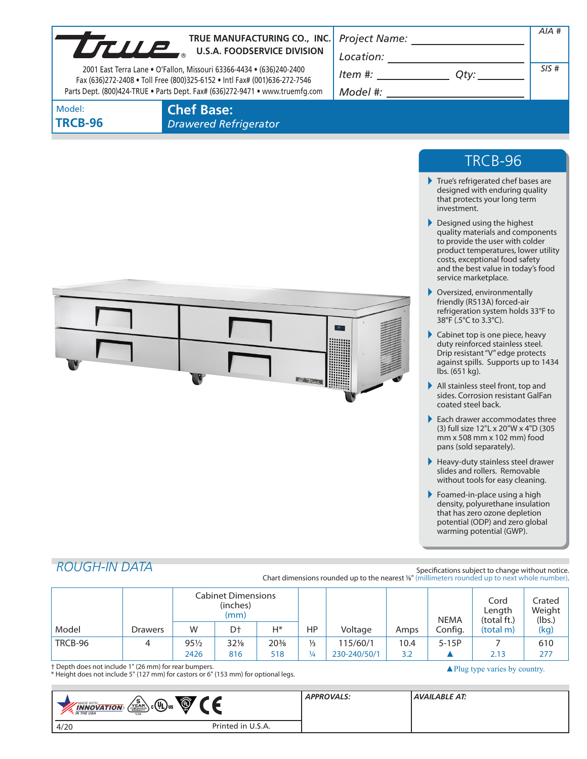**TRUE MANUFACTURING CO., INC.**
**U.S.A. FOODSERVICE DIVISION**

2001 East Terra Lane • O'Fallon, Missouri 63366-4434 • (636)240-2400
Fax (636)272-2408 • Toll Free (800)325-6152 • Intl Fax# (001)636-272-7546
Parts Dept. (800)424-TRUE • Parts Dept. Fax# (636)272-9471 • www.truemfg.com

*Project Name:* ______________________

*Location:* ______________________

*Item #:* ______________ *Qty:* __________

*Model #:* ______________________

*AIA #*

*SIS #*

Model:
**TRCB-96**

# Chef Base:
*Drawered Refrigerator*

## TRCB-96

- True's refrigerated chef bases are designed with enduring quality that protects your long term investment.
- Designed using the highest quality materials and components to provide the user with colder product temperatures, lower utility costs, exceptional food safety and the best value in today's food service marketplace.
- Oversized, environmentally friendly (R513A) forced-air refrigeration system holds 33°F to 38°F (.5°C to 3.3°C).
- Cabinet top is one piece, heavy duty reinforced stainless steel. Drip resistant "V" edge protects against spills. Supports up to 1434 lbs. (651 kg).
- All stainless steel front, top and sides. Corrosion resistant GalFan coated steel back.
- Each drawer accommodates three (3) full size 12"L x 20"W x 4"D (305 mm x 508 mm x 102 mm) food pans (sold separately).
- Heavy-duty stainless steel drawer slides and rollers. Removable without tools for easy cleaning.
- Foamed-in-place using a high density, polyurethane insulation that has zero ozone depletion potential (ODP) and zero global warming potential (GWP).

## *ROUGH-IN DATA*

Specifications subject to change without notice.
Chart dimensions rounded up to the nearest ⅛" (millimeters rounded up to next whole number).

| Model | Drawers | Cabinet Dimensions (inches) (mm) | | | HP | Voltage | Amps | NEMA Config. | Cord Length (total ft.) (total m) | Crated Weight (lbs.) (kg) |
|---|---|---|---|---|---|---|---|---|---|---|
| | | W | D† | H* | | | | | | |
| TRCB-96 | 4 | 95½ | 32⅛ | 20⅜ | ⅓ | 115/60/1 | 10.4 | 5-15P | 7 | 610 |
| | | 2426 | 816 | 518 | ¼ | 230-240/50/1 | 3.2 | ▲ | 2.13 | 277 |

† Depth does not include 1" (26 mm) for rear bumpers.
* Height does not include 5" (127 mm) for castors or 6" (153 mm) for optional legs.

▲Plug type varies by country.

*APPROVALS:*

*AVAILABLE AT:*

4/20 Printed in U.S.A.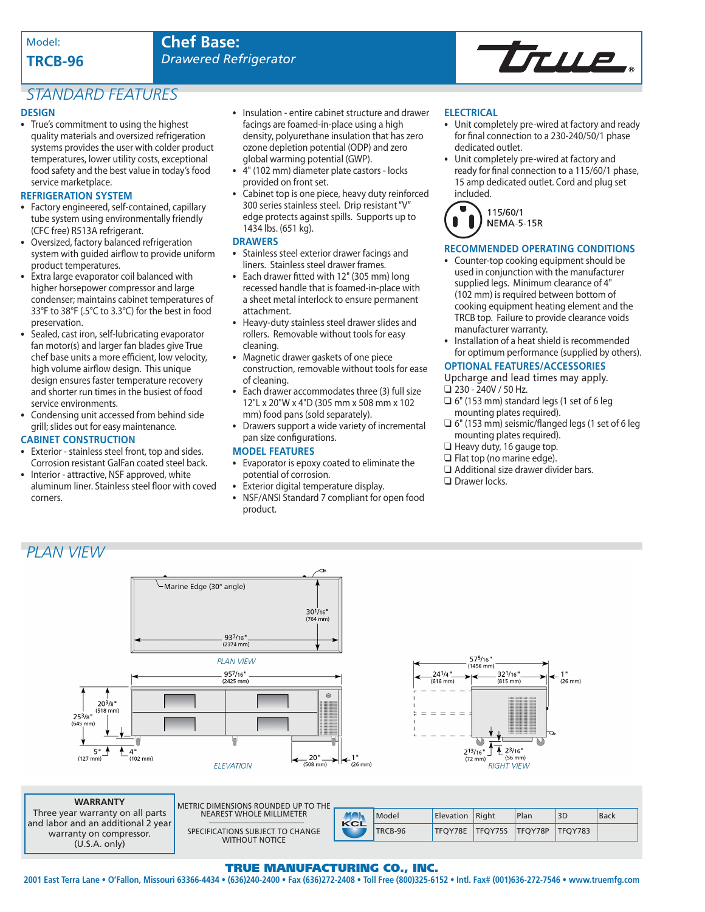Model:

**TRCB-96**

# Chef Base:

*Drawered Refrigerator*

## STANDARD FEATURES

### DESIGN

- True's commitment to using the highest quality materials and oversized refrigeration systems provides the user with colder product temperatures, lower utility costs, exceptional food safety and the best value in today's food service marketplace.

### REFRIGERATION SYSTEM

- Factory engineered, self-contained, capillary tube system using environmentally friendly (CFC free) R513A refrigerant.
- Oversized, factory balanced refrigeration system with guided airflow to provide uniform product temperatures.
- Extra large evaporator coil balanced with higher horsepower compressor and large condenser; maintains cabinet temperatures of 33°F to 38°F (.5°C to 3.3°C) for the best in food preservation.
- Sealed, cast iron, self-lubricating evaporator fan motor(s) and larger fan blades give True chef base units a more efficient, low velocity, high volume airflow design. This unique design ensures faster temperature recovery and shorter run times in the busiest of food service environments.
- Condensing unit accessed from behind side grill; slides out for easy maintenance.

### CABINET CONSTRUCTION

- Exterior - stainless steel front, top and sides. Corrosion resistant GalFan coated steel back.
- Interior - attractive, NSF approved, white aluminum liner. Stainless steel floor with coved corners.
- Insulation - entire cabinet structure and drawer facings are foamed-in-place using a high density, polyurethane insulation that has zero ozone depletion potential (ODP) and zero global warming potential (GWP).
- 4" (102 mm) diameter plate castors - locks provided on front set.
- Cabinet top is one piece, heavy duty reinforced 300 series stainless steel. Drip resistant "V" edge protects against spills. Supports up to 1434 lbs. (651 kg).

### DRAWERS

- Stainless steel exterior drawer facings and liners. Stainless steel drawer frames.
- Each drawer fitted with 12" (305 mm) long recessed handle that is foamed-in-place with a sheet metal interlock to ensure permanent attachment.
- Heavy-duty stainless steel drawer slides and rollers. Removable without tools for easy cleaning.
- Magnetic drawer gaskets of one piece construction, removable without tools for ease of cleaning.
- Each drawer accommodates three (3) full size 12"L x 20"W x 4"D (305 mm x 508 mm x 102 mm) food pans (sold separately).
- Drawers support a wide variety of incremental pan size configurations.

### MODEL FEATURES

- Evaporator is epoxy coated to eliminate the potential of corrosion.
- Exterior digital temperature display.
- NSF/ANSI Standard 7 compliant for open food product.

### ELECTRICAL

- Unit completely pre-wired at factory and ready for final connection to a 230-240/50/1 phase dedicated outlet.
- Unit completely pre-wired at factory and ready for final connection to a 115/60/1 phase, 15 amp dedicated outlet. Cord and plug set included.

115/60/1
NEMA-5-15R

### RECOMMENDED OPERATING CONDITIONS

- Counter-top cooking equipment should be used in conjunction with the manufacturer supplied legs. Minimum clearance of 4" (102 mm) is required between bottom of cooking equipment heating element and the TRCB top. Failure to provide clearance voids manufacturer warranty.
- Installation of a heat shield is recommended for optimum performance (supplied by others).

### OPTIONAL FEATURES/ACCESSORIES

Upcharge and lead times may apply.

- ❑ 230 - 240V / 50 Hz.
- ❑ 6" (153 mm) standard legs (1 set of 6 leg mounting plates required).
- ❑ 6" (153 mm) seismic/flanged legs (1 set of 6 leg mounting plates required).
- ❑ Heavy duty, 16 gauge top.
- ❑ Flat top (no marine edge).
- ❑ Additional size drawer divider bars.
- ❑ Drawer locks.

## PLAN VIEW

Marine Edge (30° angle)
30$^{1/16}$" (764 mm)
93$^{7/16}$" (2374 mm)
PLAN VIEW

95$^{7/16}$" (2425 mm)
20$^{3/8}$" (518 mm)
25$^{3/8}$" (645 mm)
5" (127 mm)
4" (102 mm)
20" (508 mm)
1" (26 mm)
ELEVATION

57$^{5/16}$" (1456 mm)
24$^{1/4}$" (616 mm)
32$^{1/16}$" (815 mm)
1" (26 mm)
2$^{13/16}$" (72 mm)
2$^{3/16}$" (56 mm)
RIGHT VIEW

**WARRANTY**
Three year warranty on all parts and labor and an additional 2 year warranty on compressor.
(U.S.A. only)

METRIC DIMENSIONS ROUNDED UP TO THE NEAREST WHOLE MILLIMETER

SPECIFICATIONS SUBJECT TO CHANGE WITHOUT NOTICE

| Model | Elevation | Right | Plan | 3D | Back |
|---|---|---|---|---|---|
| TRCB-96 | TFQY78E | TFQY75S | TFQY78P | TFQY783 | |

**TRUE MANUFACTURING CO., INC.**

2001 East Terra Lane • O'Fallon, Missouri 63366-4434 • (636)240-2400 • Fax (636)272-2408 • Toll Free (800)325-6152 • Intl. Fax# (001)636-272-7546 • www.truemfg.com